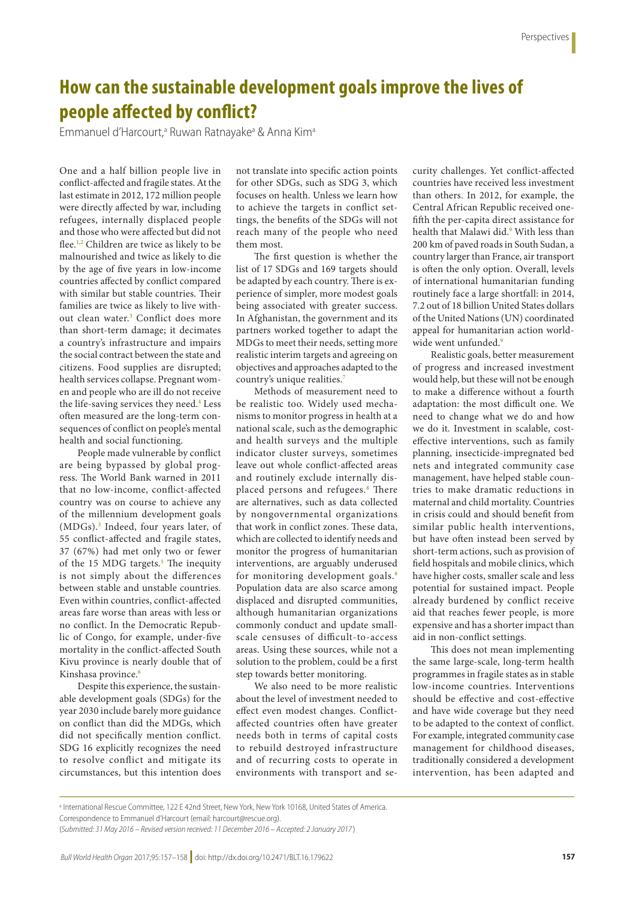# How can the sustainable development goals improve the lives of people affected by conflict?

Emmanuel d'Harcourt,[a] Ruwan Ratnayake[a] & Anna Kim[a]

One and a half billion people live in conflict-affected and fragile states. At the last estimate in 2012, 172 million people were directly affected by war, including refugees, internally displaced people and those who were affected but did not flee.[1,2] Children are twice as likely to be malnourished and twice as likely to die by the age of five years in low-income countries affected by conflict compared with similar but stable countries. Their families are twice as likely to live without clean water.[3] Conflict does more than short-term damage; it decimates a country's infrastructure and impairs the social contract between the state and citizens. Food supplies are disrupted; health services collapse. Pregnant women and people who are ill do not receive the life-saving services they need.[4] Less often measured are the long-term consequences of conflict on people's mental health and social functioning.

People made vulnerable by conflict are being bypassed by global progress. The World Bank warned in 2011 that no low-income, conflict-affected country was on course to achieve any of the millennium development goals (MDGs).[3] Indeed, four years later, of 55 conflict-affected and fragile states, 37 (67%) had met only two or fewer of the 15 MDG targets.[5] The inequity is not simply about the differences between stable and unstable countries. Even within countries, conflict-affected areas fare worse than areas with less or no conflict. In the Democratic Republic of Congo, for example, under-five mortality in the conflict-affected South Kivu province is nearly double that of Kinshasa province.[6]

Despite this experience, the sustainable development goals (SDGs) for the year 2030 include barely more guidance on conflict than did the MDGs, which did not specifically mention conflict. SDG 16 explicitly recognizes the need to resolve conflict and mitigate its circumstances, but this intention does not translate into specific action points for other SDGs, such as SDG 3, which focuses on health. Unless we learn how to achieve the targets in conflict settings, the benefits of the SDGs will not reach many of the people who need them most.

The first question is whether the list of 17 SDGs and 169 targets should be adapted by each country. There is experience of simpler, more modest goals being associated with greater success. In Afghanistan, the government and its partners worked together to adapt the MDGs to meet their needs, setting more realistic interim targets and agreeing on objectives and approaches adapted to the country's unique realities.[7]

Methods of measurement need to be realistic too. Widely used mechanisms to monitor progress in health at a national scale, such as the demographic and health surveys and the multiple indicator cluster surveys, sometimes leave out whole conflict-affected areas and routinely exclude internally displaced persons and refugees.[8] There are alternatives, such as data collected by nongovernmental organizations that work in conflict zones. These data, which are collected to identify needs and monitor the progress of humanitarian interventions, are arguably underused for monitoring development goals.[8] Population data are also scarce among displaced and disrupted communities, although humanitarian organizations commonly conduct and update small-scale censuses of difficult-to-access areas. Using these sources, while not a solution to the problem, could be a first step towards better monitoring.

We also need to be more realistic about the level of investment needed to effect even modest changes. Conflict-affected countries often have greater needs both in terms of capital costs to rebuild destroyed infrastructure and of recurring costs to operate in environments with transport and security challenges. Yet conflict-affected countries have received less investment than others. In 2012, for example, the Central African Republic received one-fifth the per-capita direct assistance for health that Malawi did.[9] With less than 200 km of paved roads in South Sudan, a country larger than France, air transport is often the only option. Overall, levels of international humanitarian funding routinely face a large shortfall: in 2014, 7.2 out of 18 billion United States dollars of the United Nations (UN) coordinated appeal for humanitarian action worldwide went unfunded.[9]

Realistic goals, better measurement of progress and increased investment would help, but these will not be enough to make a difference without a fourth adaptation: the most difficult one. We need to change what we do and how we do it. Investment in scalable, cost-effective interventions, such as family planning, insecticide-impregnated bed nets and integrated community case management, have helped stable countries to make dramatic reductions in maternal and child mortality. Countries in crisis could and should benefit from similar public health interventions, but have often instead been served by short-term actions, such as provision of field hospitals and mobile clinics, which have higher costs, smaller scale and less potential for sustained impact. People already burdened by conflict receive aid that reaches fewer people, is more expensive and has a shorter impact than aid in non-conflict settings.

This does not mean implementing the same large-scale, long-term health programmes in fragile states as in stable low-income countries. Interventions should be effective and cost-effective and have wide coverage but they need to be adapted to the context of conflict. For example, integrated community case management for childhood diseases, traditionally considered a development intervention, has been adapted and

[a] International Rescue Committee, 122 E 42nd Street, New York, New York 10168, United States of America.
Correspondence to Emmanuel d'Harcourt (email: harcourt@rescue.org).
(*Submitted: 31 May 2016 – Revised version received: 11 December 2016 – Accepted: 2 January 2017*)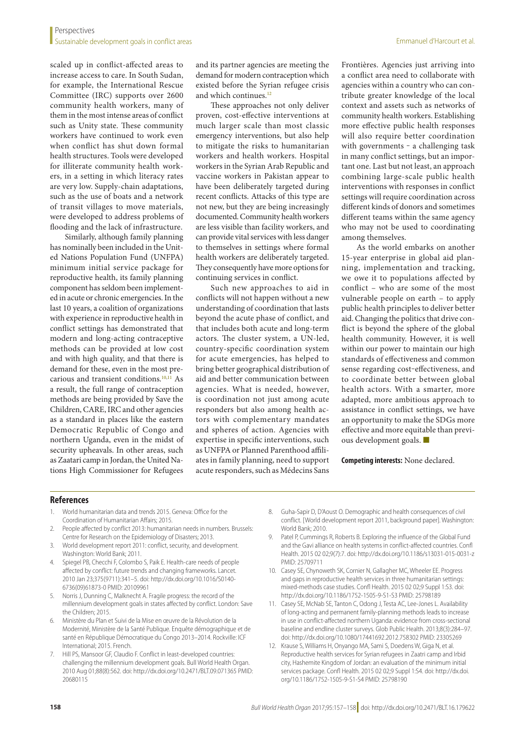scaled up in conflict-affected areas to increase access to care. In South Sudan, for example, the International Rescue Committee (IRC) supports over 2600 community health workers, many of them in the most intense areas of conflict such as Unity state. These community workers have continued to work even when conflict has shut down formal health structures. Tools were developed for illiterate community health workers, in a setting in which literacy rates are very low. Supply-chain adaptations, such as the use of boats and a network of transit villages to move materials, were developed to address problems of flooding and the lack of infrastructure.

Similarly, although family planning has nominally been included in the United Nations Population Fund (UNFPA) minimum initial service package for reproductive health, its family planning component has seldom been implemented in acute or chronic emergencies. In the last 10 years, a coalition of organizations with experience in reproductive health in conflict settings has demonstrated that modern and long-acting contraceptive methods can be provided at low cost and with high quality, and that there is demand for these, even in the most precarious and transient conditions.[10,11] As a result, the full range of contraception methods are being provided by Save the Children, CARE, IRC and other agencies as a standard in places like the eastern Democratic Republic of Congo and northern Uganda, even in the midst of security upheavals. In other areas, such as Zaatari camp in Jordan, the United Nations High Commissioner for Refugees and its partner agencies are meeting the demand for modern contraception which existed before the Syrian refugee crisis and which continues.[12]

These approaches not only deliver proven, cost-effective interventions at much larger scale than most classic emergency interventions, but also help to mitigate the risks to humanitarian workers and health workers. Hospital workers in the Syrian Arab Republic and vaccine workers in Pakistan appear to have been deliberately targeted during recent conflicts. Attacks of this type are not new, but they are being increasingly documented. Community health workers are less visible than facility workers, and can provide vital services with less danger to themselves in settings where formal health workers are deliberately targeted. They consequently have more options for continuing services in conflict.

Such new approaches to aid in conflicts will not happen without a new understanding of coordination that lasts beyond the acute phase of conflict, and that includes both acute and long-term actors. The cluster system, a UN-led, country-specific coordination system for acute emergencies, has helped to bring better geographical distribution of aid and better communication between agencies. What is needed, however, is coordination not just among acute responders but also among health actors with complementary mandates and spheres of action. Agencies with expertise in specific interventions, such as UNFPA or Planned Parenthood affiliates in family planning, need to support acute responders, such as Médecins Sans Frontières. Agencies just arriving into a conflict area need to collaborate with agencies within a country who can contribute greater knowledge of the local context and assets such as networks of community health workers. Establishing more effective public health responses will also require better coordination with governments – a challenging task in many conflict settings, but an important one. Last but not least, an approach combining large-scale public health interventions with responses in conflict settings will require coordination across different kinds of donors and sometimes different teams within the same agency who may not be used to coordinating among themselves.

As the world embarks on another 15-year enterprise in global aid planning, implementation and tracking, we owe it to populations affected by conflict – who are some of the most vulnerable people on earth – to apply public health principles to deliver better aid. Changing the politics that drive conflict is beyond the sphere of the global health community. However, it is well within our power to maintain our high standards of effectiveness and common sense regarding cost-effectiveness, and to coordinate better between global health actors. With a smarter, more adapted, more ambitious approach to assistance in conflict settings, we have an opportunity to make the SDGs more effective and more equitable than previous development goals. ■

**Competing interests:** None declared.

## References

1. World humanitarian data and trends 2015. Geneva: Office for the Coordination of Humanitarian Affairs; 2015.
2. People affected by conflict 2013: humanitarian needs in numbers. Brussels: Centre for Research on the Epidemiology of Disasters; 2013.
3. World development report 2011: conflict, security, and development. Washington: World Bank; 2011.
4. Spiegel PB, Checchi F, Colombo S, Paik E. Health-care needs of people affected by conflict: future trends and changing frameworks. Lancet. 2010 Jan 23;375(9711):341–5. doi: http://dx.doi.org/10.1016/S0140-6736(09)61873-0 PMID: 20109961
5. Norris J, Dunning C, Malknecht A. Fragile progress: the record of the millennium development goals in states affected by conflict. London: Save the Children; 2015.
6. Ministère du Plan et Suivi de la Mise en œuvre de la Révolution de la Modernité, Ministère de la Santé Publique. Enquête démographique et de santé en République Démocratique du Congo 2013–2014. Rockville: ICF International; 2015. French.
7. Hill PS, Mansoor GF, Claudio F. Conflict in least-developed countries: challenging the millennium development goals. Bull World Health Organ. 2010 Aug 01;88(8):562. doi: http://dx.doi.org/10.2471/BLT.09.071365 PMID: 20680115
8. Guha-Sapir D, D'Aoust O. Demographic and health consequences of civil conflict. [World development report 2011, background paper]. Washington: World Bank; 2010.
9. Patel P, Cummings R, Roberts B. Exploring the influence of the Global Fund and the Gavi alliance on health systems in conflict-affected countries. Confl Health. 2015 02 02;9(7):7. doi: http://dx.doi.org/10.1186/s13031-015-0031-z PMID: 25709711
10. Casey SE, Chynoweth SK, Cornier N, Gallagher MC, Wheeler EE. Progress and gaps in reproductive health services in three humanitarian settings: mixed-methods case studies. Confl Health. 2015 02 02;9 Suppl 1:S3. doi: http://dx.doi.org/10.1186/1752-1505-9-S1-S3 PMID: 25798189
11. Casey SE, McNab SE, Tanton C, Odong J, Testa AC, Lee-Jones L. Availability of long-acting and permanent family-planning methods leads to increase in use in conflict-affected northern Uganda: evidence from cross-sectional baseline and endline cluster surveys. Glob Public Health. 2013;8(3):284–97. doi: http://dx.doi.org/10.1080/17441692.2012.758302 PMID: 23305269
12. Krause S, Williams H, Onyango MA, Sami S, Doedens W, Giga N, et al. Reproductive health services for Syrian refugees in Zaatri camp and Irbid city, Hashemite Kingdom of Jordan: an evaluation of the minimum initial services package. Confl Health. 2015 02 02;9 Suppl 1:S4. doi: http://dx.doi.org/10.1186/1752-1505-9-S1-S4 PMID: 25798190